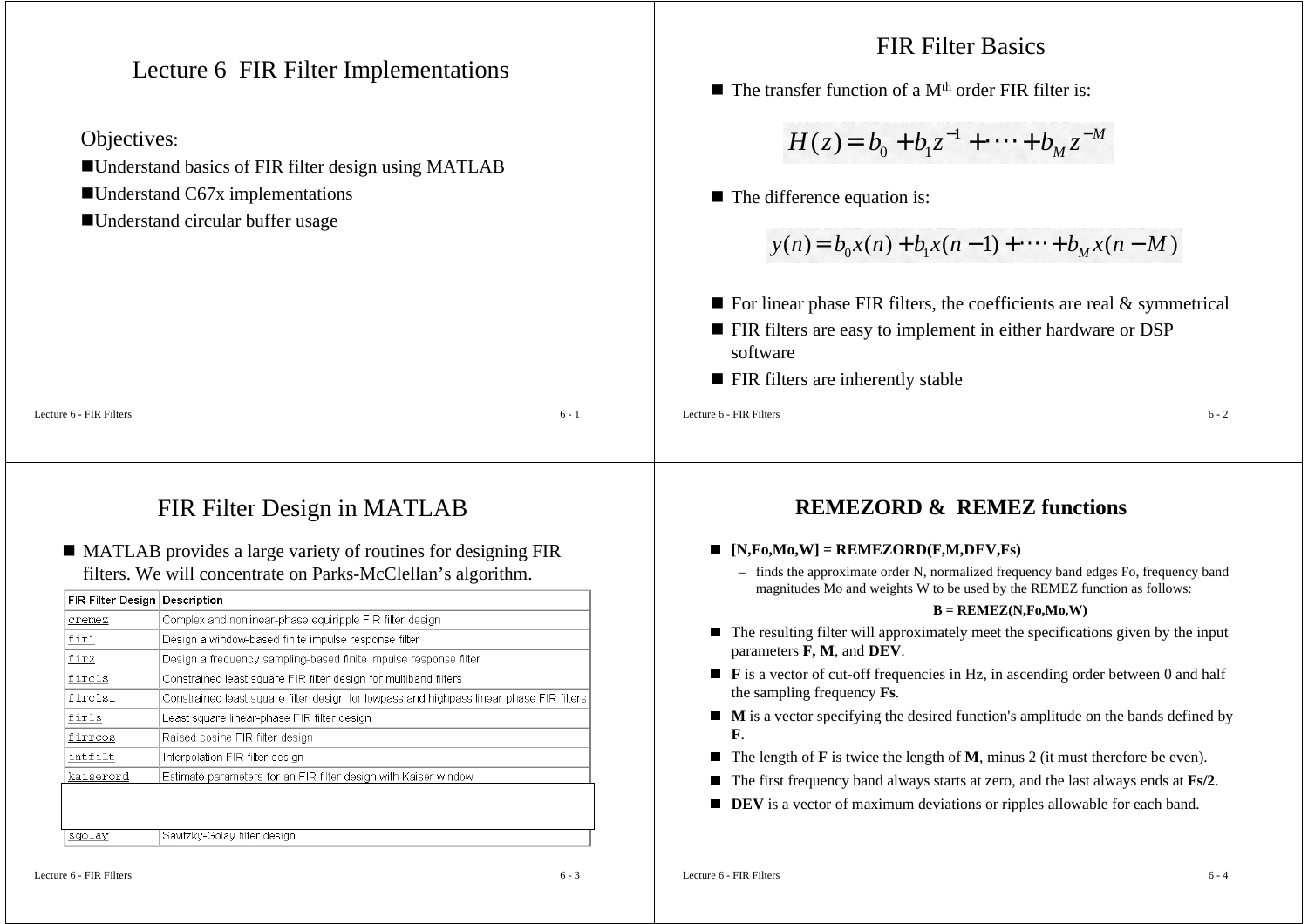# Lecture 6 FIR Filter Implementations

Objectives:

- Understand basics of FIR filter design using MATLAB
- Understand C67x implementations
- Understand circular buffer usage

# FIR Filter Basics

- The transfer function of a $M^{th}$ order FIR filter is:

$$H(z) = b_0 + b_1 z^{-1} + \cdots + b_M z^{-M}$$

- The difference equation is:

$$y(n) = b_0 x(n) + b_1 x(n-1) + \cdots + b_M x(n-M)$$

- For linear phase FIR filters, the coefficients are real & symmetrical
- FIR filters are easy to implement in either hardware or DSP software
- FIR filters are inherently stable

# FIR Filter Design in MATLAB

- MATLAB provides a large variety of routines for designing FIR filters. We will concentrate on Parks-McClellan's algorithm.

| FIR Filter Design | Description |
|---|---|
| cremez | Complex and nonlinear-phase equiripple FIR filter design |
| fir1 | Design a window-based finite impulse response filter |
| fir2 | Design a frequency sampling-based finite impulse response filter |
| fircls | Constrained least square FIR filter design for multiband filters |
| fircls1 | Constrained least square filter design for lowpass and highpass linear phase FIR filters |
| firls | Least square linear-phase FIR filter design |
| firrcos | Raised cosine FIR filter design |
| intfilt | Interpolation FIR filter design |
| kaiserord | Estimate parameters for an FIR filter design with Kaiser window |
| | |
| sgolay | Savitzky-Golay filter design |

# REMEZORD & REMEZ functions

- **[N,Fo,Mo,W] = REMEZORD(F,M,DEV,Fs)**
  - finds the approximate order N, normalized frequency band edges Fo, frequency band magnitudes Mo and weights W to be used by the REMEZ function as follows:

  **B = REMEZ(N,Fo,Mo,W)**
- The resulting filter will approximately meet the specifications given by the input parameters **F**, **M**, and **DEV**.
- **F** is a vector of cut-off frequencies in Hz, in ascending order between 0 and half the sampling frequency **Fs**.
- **M** is a vector specifying the desired function's amplitude on the bands defined by **F**.
- The length of **F** is twice the length of **M**, minus 2 (it must therefore be even).
- The first frequency band always starts at zero, and the last always ends at **Fs/2**.
- **DEV** is a vector of maximum deviations or ripples allowable for each band.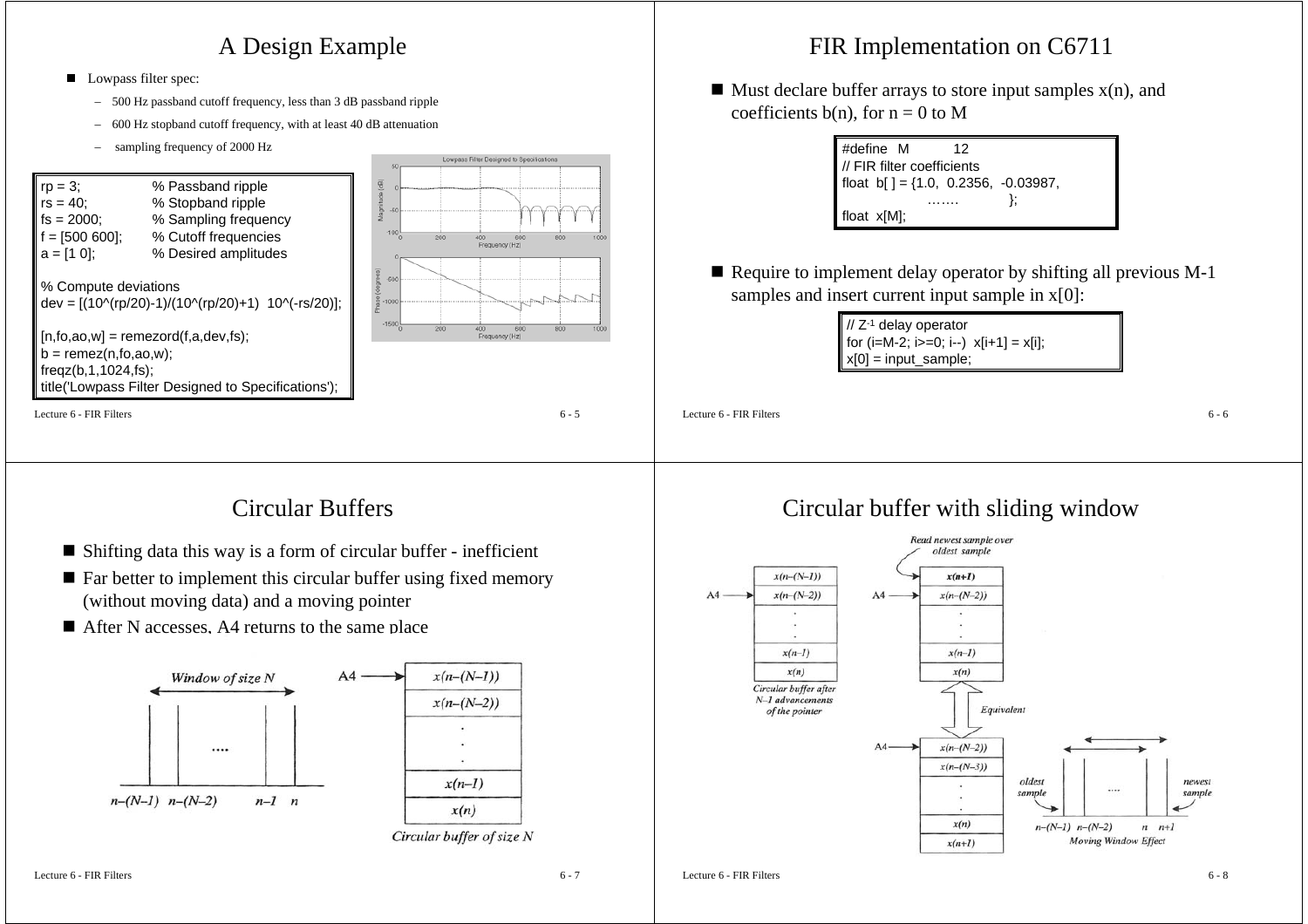# A Design Example

- Lowpass filter spec:
  - 500 Hz passband cutoff frequency, less than 3 dB passband ripple
  - 600 Hz stopband cutoff frequency, with at least 40 dB attenuation
  - sampling frequency of 2000 Hz

```
rp = 3;             % Passband ripple
rs = 40;            % Stopband ripple
fs = 2000;          % Sampling frequency
f = [500 600];      % Cutoff frequencies
a = [1 0];          % Desired amplitudes

% Compute deviations
dev = [(10^(rp/20)-1)/(10^(rp/20)+1)  10^(-rs/20)];

[n,fo,ao,w] = remezord(f,a,dev,fs);
b = remez(n,fo,ao,w);
freqz(b,1,1024,fs);
title('Lowpass Filter Designed to Specifications');
```

# FIR Implementation on C6711

- Must declare buffer arrays to store input samples x(n), and coefficients b(n), for n = 0 to M

```
#define  M        12
// FIR filter coefficients
float  b[ ] = {1.0,  0.2356,  -0.03987,
                ……        };
float  x[M];
```

- Require to implement delay operator by shifting all previous M-1 samples and insert current input sample in x[0]:

```
// Z-1 delay operator
for (i=M-2; i>=0; i--)  x[i+1] = x[i];
x[0] = input_sample;
```

# Circular Buffers

- Shifting data this way is a form of circular buffer - inefficient
- Far better to implement this circular buffer using fixed memory (without moving data) and a moving pointer
- After N accesses, A4 returns to the same place

Window of size N

$n-(N-1)$ $n-(N-2)$ .... $n-1$ $n$

A4 → $x(n-(N-1))$, $x(n-(N-2))$, ..., $x(n-1)$, $x(n)$

Circular buffer of size N

# Circular buffer with sliding window

Read newest sample over oldest sample

Circular buffer after N–1 advancements of the pointer

Equivalent

oldest sample, newest sample

$n-(N-1)$ $n-(N-2)$ .... $n$ $n+1$

Moving Window Effect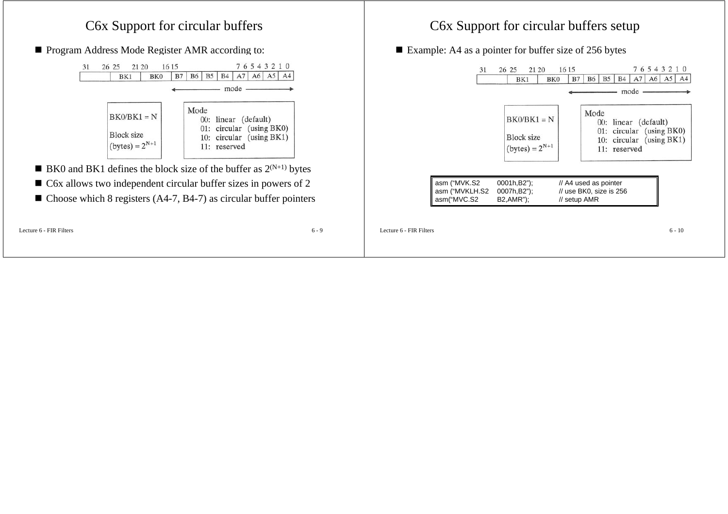# C6x Support for circular buffers

- Program Address Mode Register AMR according to:

31 26 25 21 20 16 15 7 6 5 4 3 2 1 0

| | BK1 | BK0 | B7 | B6 | B5 | B4 | A7 | A6 | A5 | A4 |
|---|---|---|---|---|---|---|---|---|---|---|

mode

BK0/BK1 = N

Block size (bytes) = $2^{N+1}$

Mode
- 00: linear (default)
- 01: circular (using BK0)
- 10: circular (using BK1)
- 11: reserved

- BK0 and BK1 defines the block size of the buffer as $2^{(N+1)}$ bytes
- C6x allows two independent circular buffer sizes in powers of 2
- Choose which 8 registers (A4-7, B4-7) as circular buffer pointers

# C6x Support for circular buffers setup

- Example: A4 as a pointer for buffer size of 256 bytes

31 26 25 21 20 16 15 7 6 5 4 3 2 1 0

| | BK1 | BK0 | B7 | B6 | B5 | B4 | A7 | A6 | A5 | A4 |
|---|---|---|---|---|---|---|---|---|---|---|

mode

BK0/BK1 = N

Block size (bytes) = $2^{N+1}$

Mode
- 00: linear (default)
- 01: circular (using BK0)
- 10: circular (using BK1)
- 11: reserved

```
asm (“MVK.S2     0001h,B2”);     // A4 used as pointer
asm (“MVKLH.S2   0007h,B2”);     // use BK0, size is 256
asm(“MVC.S2      B2,AMR”);       // setup AMR
```